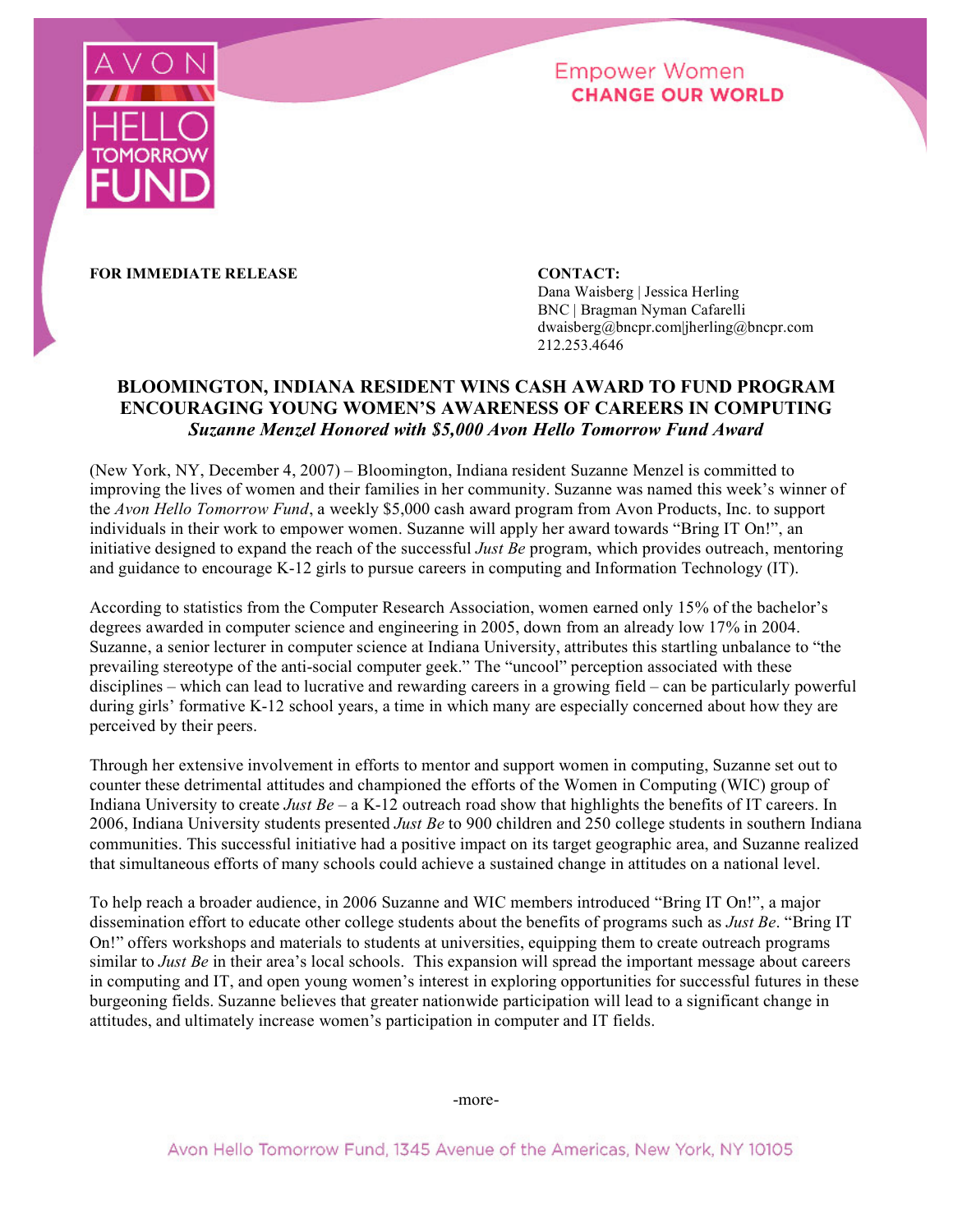AVON HELLO TOMORROW FUND

Empower Women
CHANGE OUR WORLD

**FOR IMMEDIATE RELEASE**

**CONTACT:**
Dana Waisberg | Jessica Herling
BNC | Bragman Nyman Cafarelli
dwaisberg@bncpr.com|jherling@bncpr.com
212.253.4646

# BLOOMINGTON, INDIANA RESIDENT WINS CASH AWARD TO FUND PROGRAM ENCOURAGING YOUNG WOMEN'S AWARENESS OF CAREERS IN COMPUTING

***Suzanne Menzel Honored with $5,000 Avon Hello Tomorrow Fund Award***

(New York, NY, December 4, 2007) – Bloomington, Indiana resident Suzanne Menzel is committed to improving the lives of women and their families in her community. Suzanne was named this week's winner of the *Avon Hello Tomorrow Fund*, a weekly $5,000 cash award program from Avon Products, Inc. to support individuals in their work to empower women. Suzanne will apply her award towards "Bring IT On!", an initiative designed to expand the reach of the successful *Just Be* program, which provides outreach, mentoring and guidance to encourage K-12 girls to pursue careers in computing and Information Technology (IT).

According to statistics from the Computer Research Association, women earned only 15% of the bachelor's degrees awarded in computer science and engineering in 2005, down from an already low 17% in 2004. Suzanne, a senior lecturer in computer science at Indiana University, attributes this startling unbalance to "the prevailing stereotype of the anti-social computer geek." The "uncool" perception associated with these disciplines – which can lead to lucrative and rewarding careers in a growing field – can be particularly powerful during girls' formative K-12 school years, a time in which many are especially concerned about how they are perceived by their peers.

Through her extensive involvement in efforts to mentor and support women in computing, Suzanne set out to counter these detrimental attitudes and championed the efforts of the Women in Computing (WIC) group of Indiana University to create *Just Be* – a K-12 outreach road show that highlights the benefits of IT careers. In 2006, Indiana University students presented *Just Be* to 900 children and 250 college students in southern Indiana communities. This successful initiative had a positive impact on its target geographic area, and Suzanne realized that simultaneous efforts of many schools could achieve a sustained change in attitudes on a national level.

To help reach a broader audience, in 2006 Suzanne and WIC members introduced "Bring IT On!", a major dissemination effort to educate other college students about the benefits of programs such as *Just Be*. "Bring IT On!" offers workshops and materials to students at universities, equipping them to create outreach programs similar to *Just Be* in their area's local schools. This expansion will spread the important message about careers in computing and IT, and open young women's interest in exploring opportunities for successful futures in these burgeoning fields. Suzanne believes that greater nationwide participation will lead to a significant change in attitudes, and ultimately increase women's participation in computer and IT fields.

-more-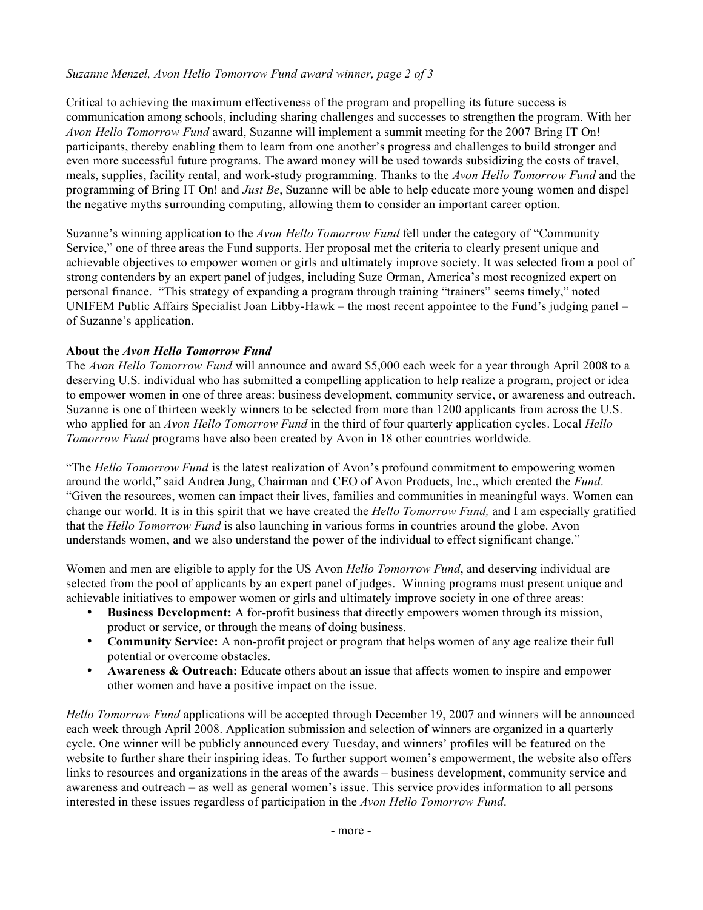Critical to achieving the maximum effectiveness of the program and propelling its future success is communication among schools, including sharing challenges and successes to strengthen the program. With her *Avon Hello Tomorrow Fund* award, Suzanne will implement a summit meeting for the 2007 Bring IT On! participants, thereby enabling them to learn from one another's progress and challenges to build stronger and even more successful future programs. The award money will be used towards subsidizing the costs of travel, meals, supplies, facility rental, and work-study programming. Thanks to the *Avon Hello Tomorrow Fund* and the programming of Bring IT On! and *Just Be*, Suzanne will be able to help educate more young women and dispel the negative myths surrounding computing, allowing them to consider an important career option.

Suzanne's winning application to the *Avon Hello Tomorrow Fund* fell under the category of "Community Service," one of three areas the Fund supports. Her proposal met the criteria to clearly present unique and achievable objectives to empower women or girls and ultimately improve society. It was selected from a pool of strong contenders by an expert panel of judges, including Suze Orman, America's most recognized expert on personal finance. "This strategy of expanding a program through training "trainers" seems timely," noted UNIFEM Public Affairs Specialist Joan Libby-Hawk – the most recent appointee to the Fund's judging panel – of Suzanne's application.

**About the *Avon Hello Tomorrow Fund***

The *Avon Hello Tomorrow Fund* will announce and award $5,000 each week for a year through April 2008 to a deserving U.S. individual who has submitted a compelling application to help realize a program, project or idea to empower women in one of three areas: business development, community service, or awareness and outreach. Suzanne is one of thirteen weekly winners to be selected from more than 1200 applicants from across the U.S. who applied for an *Avon Hello Tomorrow Fund* in the third of four quarterly application cycles. Local *Hello Tomorrow Fund* programs have also been created by Avon in 18 other countries worldwide.

"The *Hello Tomorrow Fund* is the latest realization of Avon's profound commitment to empowering women around the world," said Andrea Jung, Chairman and CEO of Avon Products, Inc., which created the *Fund*. "Given the resources, women can impact their lives, families and communities in meaningful ways. Women can change our world. It is in this spirit that we have created the *Hello Tomorrow Fund,* and I am especially gratified that the *Hello Tomorrow Fund* is also launching in various forms in countries around the globe. Avon understands women, and we also understand the power of the individual to effect significant change."

Women and men are eligible to apply for the US Avon *Hello Tomorrow Fund*, and deserving individual are selected from the pool of applicants by an expert panel of judges. Winning programs must present unique and achievable initiatives to empower women or girls and ultimately improve society in one of three areas:

- **Business Development:** A for-profit business that directly empowers women through its mission, product or service, or through the means of doing business.
- **Community Service:** A non-profit project or program that helps women of any age realize their full potential or overcome obstacles.
- **Awareness & Outreach:** Educate others about an issue that affects women to inspire and empower other women and have a positive impact on the issue.

*Hello Tomorrow Fund* applications will be accepted through December 19, 2007 and winners will be announced each week through April 2008. Application submission and selection of winners are organized in a quarterly cycle. One winner will be publicly announced every Tuesday, and winners' profiles will be featured on the website to further share their inspiring ideas. To further support women's empowerment, the website also offers links to resources and organizations in the areas of the awards – business development, community service and awareness and outreach – as well as general women's issue. This service provides information to all persons interested in these issues regardless of participation in the *Avon Hello Tomorrow Fund*.

- more -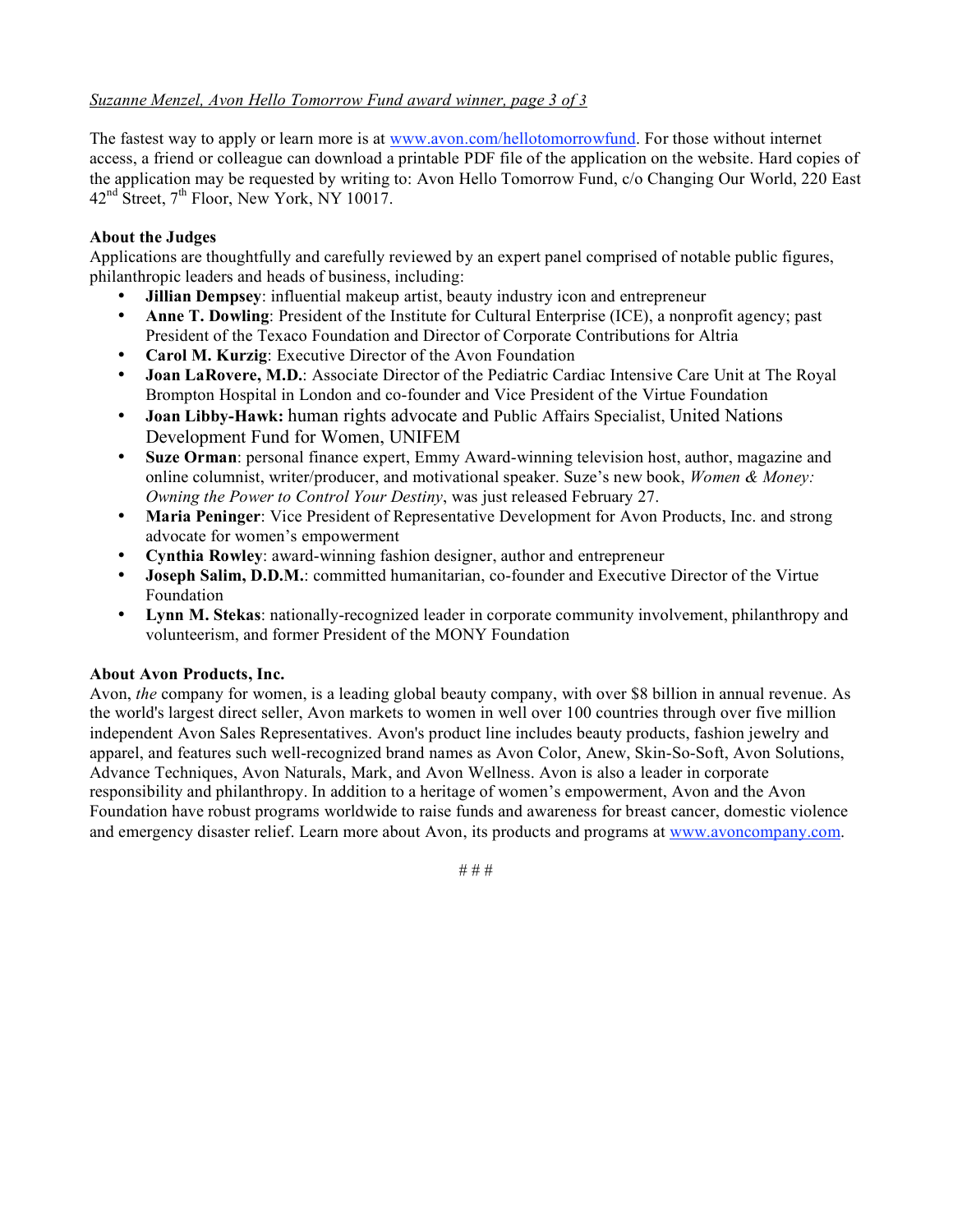The fastest way to apply or learn more is at www.avon.com/hellotomorrowfund. For those without internet access, a friend or colleague can download a printable PDF file of the application on the website. Hard copies of the application may be requested by writing to: Avon Hello Tomorrow Fund, c/o Changing Our World, 220 East 42nd Street, 7th Floor, New York, NY 10017.

**About the Judges**

Applications are thoughtfully and carefully reviewed by an expert panel comprised of notable public figures, philanthropic leaders and heads of business, including:

- **Jillian Dempsey**: influential makeup artist, beauty industry icon and entrepreneur
- **Anne T. Dowling**: President of the Institute for Cultural Enterprise (ICE), a nonprofit agency; past President of the Texaco Foundation and Director of Corporate Contributions for Altria
- **Carol M. Kurzig**: Executive Director of the Avon Foundation
- **Joan LaRovere, M.D.**: Associate Director of the Pediatric Cardiac Intensive Care Unit at The Royal Brompton Hospital in London and co-founder and Vice President of the Virtue Foundation
- **Joan Libby-Hawk:** human rights advocate and Public Affairs Specialist, United Nations Development Fund for Women, UNIFEM
- **Suze Orman**: personal finance expert, Emmy Award-winning television host, author, magazine and online columnist, writer/producer, and motivational speaker. Suze's new book, *Women & Money: Owning the Power to Control Your Destiny*, was just released February 27.
- **Maria Peninger**: Vice President of Representative Development for Avon Products, Inc. and strong advocate for women's empowerment
- **Cynthia Rowley**: award-winning fashion designer, author and entrepreneur
- **Joseph Salim, D.D.M.**: committed humanitarian, co-founder and Executive Director of the Virtue Foundation
- **Lynn M. Stekas**: nationally-recognized leader in corporate community involvement, philanthropy and volunteerism, and former President of the MONY Foundation

**About Avon Products, Inc.**

Avon, *the* company for women, is a leading global beauty company, with over $8 billion in annual revenue. As the world's largest direct seller, Avon markets to women in well over 100 countries through over five million independent Avon Sales Representatives. Avon's product line includes beauty products, fashion jewelry and apparel, and features such well-recognized brand names as Avon Color, Anew, Skin-So-Soft, Avon Solutions, Advance Techniques, Avon Naturals, Mark, and Avon Wellness. Avon is also a leader in corporate responsibility and philanthropy. In addition to a heritage of women's empowerment, Avon and the Avon Foundation have robust programs worldwide to raise funds and awareness for breast cancer, domestic violence and emergency disaster relief. Learn more about Avon, its products and programs at www.avoncompany.com.

# # #